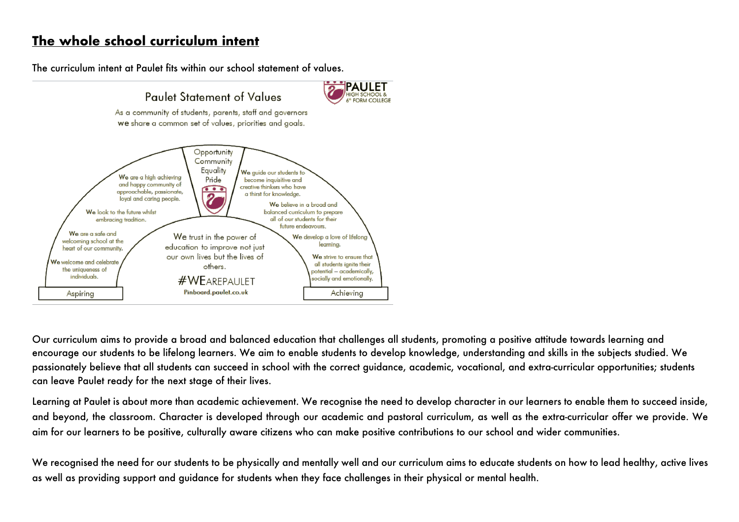# The whole school curriculum intent

The curriculum intent at Paulet fits within our school statement of values.

## Paulet Statement of Values

PAULET HIGH SCHOOL & 6th FORM COLLEGE

As a community of students, parents, staff and governors we share a common set of values, priorities and goals.

Opportunity
Community
Equality
Pride

We are a high achieving and happy community of approachable, passionate, loyal and caring people.

We look to the future whilst embracing tradition.

We are a safe and welcoming school at the heart of our community.

We welcome and celebrate the uniqueness of individuals.

We guide our students to become inquisitive and creative thinkers who have a thirst for knowledge.

We believe in a broad and balanced curriculum to prepare all of our students for their future endeavours.

We develop a love of lifelong learning.

We strive to ensure that all students ignite their potential – academically, socially and emotionally.

We trust in the power of education to improve not just our own lives but the lives of others.

#WEAREPAULET

Pinboard.paulet.co.uk

Aspiring

Achieving

Our curriculum aims to provide a broad and balanced education that challenges all students, promoting a positive attitude towards learning and encourage our students to be lifelong learners. We aim to enable students to develop knowledge, understanding and skills in the subjects studied. We passionately believe that all students can succeed in school with the correct guidance, academic, vocational, and extra-curricular opportunities; students can leave Paulet ready for the next stage of their lives.

Learning at Paulet is about more than academic achievement. We recognise the need to develop character in our learners to enable them to succeed inside, and beyond, the classroom. Character is developed through our academic and pastoral curriculum, as well as the extra-curricular offer we provide. We aim for our learners to be positive, culturally aware citizens who can make positive contributions to our school and wider communities.

We recognised the need for our students to be physically and mentally well and our curriculum aims to educate students on how to lead healthy, active lives as well as providing support and guidance for students when they face challenges in their physical or mental health.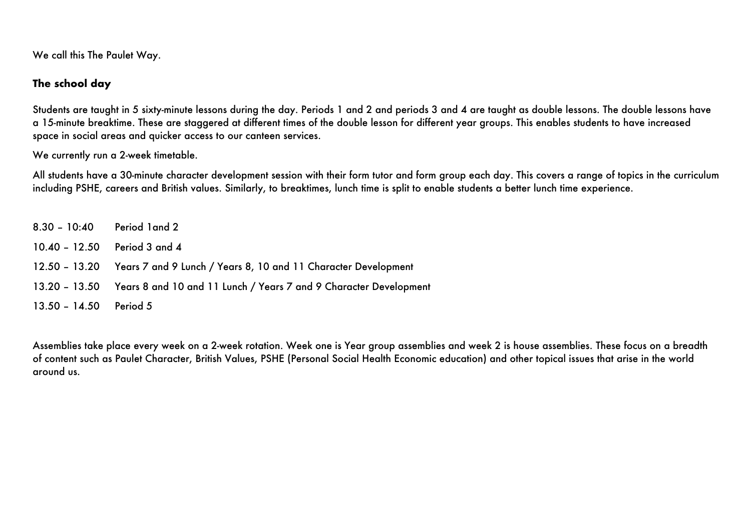We call this The Paulet Way.

### The school day

Students are taught in 5 sixty-minute lessons during the day. Periods 1 and 2 and periods 3 and 4 are taught as double lessons. The double lessons have a 15-minute breaktime. These are staggered at different times of the double lesson for different year groups. This enables students to have increased space in social areas and quicker access to our canteen services.

We currently run a 2-week timetable.

All students have a 30-minute character development session with their form tutor and form group each day. This covers a range of topics in the curriculum including PSHE, careers and British values. Similarly, to breaktimes, lunch time is split to enable students a better lunch time experience.

| | |
|---|---|
| 8.30 – 10:40 | Period 1and 2 |
| 10.40 – 12.50 | Period 3 and 4 |
| 12.50 – 13.20 | Years 7 and 9 Lunch / Years 8, 10 and 11 Character Development |
| 13.20 – 13.50 | Years 8 and 10 and 11 Lunch / Years 7 and 9 Character Development |
| 13.50 – 14.50 | Period 5 |

Assemblies take place every week on a 2-week rotation. Week one is Year group assemblies and week 2 is house assemblies. These focus on a breadth of content such as Paulet Character, British Values, PSHE (Personal Social Health Economic education) and other topical issues that arise in the world around us.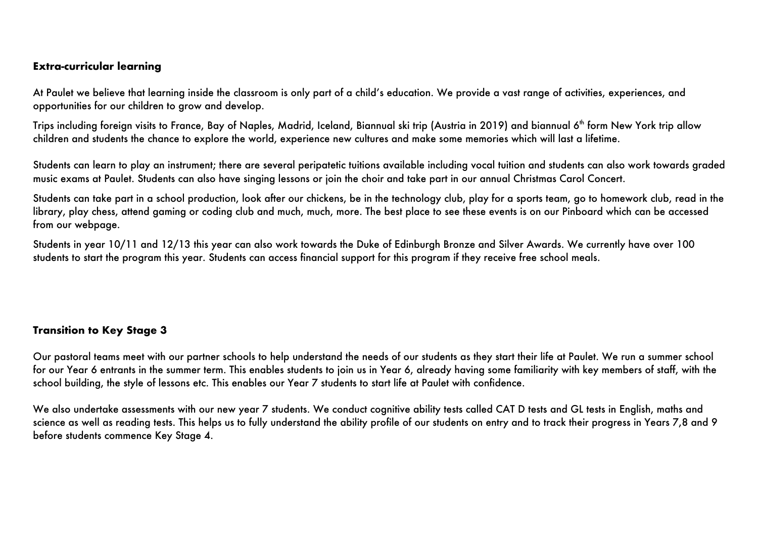**Extra-curricular learning**

At Paulet we believe that learning inside the classroom is only part of a child's education. We provide a vast range of activities, experiences, and opportunities for our children to grow and develop.

Trips including foreign visits to France, Bay of Naples, Madrid, Iceland, Biannual ski trip (Austria in 2019) and biannual 6th form New York trip allow children and students the chance to explore the world, experience new cultures and make some memories which will last a lifetime.

Students can learn to play an instrument; there are several peripatetic tuitions available including vocal tuition and students can also work towards graded music exams at Paulet. Students can also have singing lessons or join the choir and take part in our annual Christmas Carol Concert.

Students can take part in a school production, look after our chickens, be in the technology club, play for a sports team, go to homework club, read in the library, play chess, attend gaming or coding club and much, much, more. The best place to see these events is on our Pinboard which can be accessed from our webpage.

Students in year 10/11 and 12/13 this year can also work towards the Duke of Edinburgh Bronze and Silver Awards. We currently have over 100 students to start the program this year. Students can access financial support for this program if they receive free school meals.

**Transition to Key Stage 3**

Our pastoral teams meet with our partner schools to help understand the needs of our students as they start their life at Paulet. We run a summer school for our Year 6 entrants in the summer term. This enables students to join us in Year 6, already having some familiarity with key members of staff, with the school building, the style of lessons etc. This enables our Year 7 students to start life at Paulet with confidence.

We also undertake assessments with our new year 7 students. We conduct cognitive ability tests called CAT D tests and GL tests in English, maths and science as well as reading tests. This helps us to fully understand the ability profile of our students on entry and to track their progress in Years 7,8 and 9 before students commence Key Stage 4.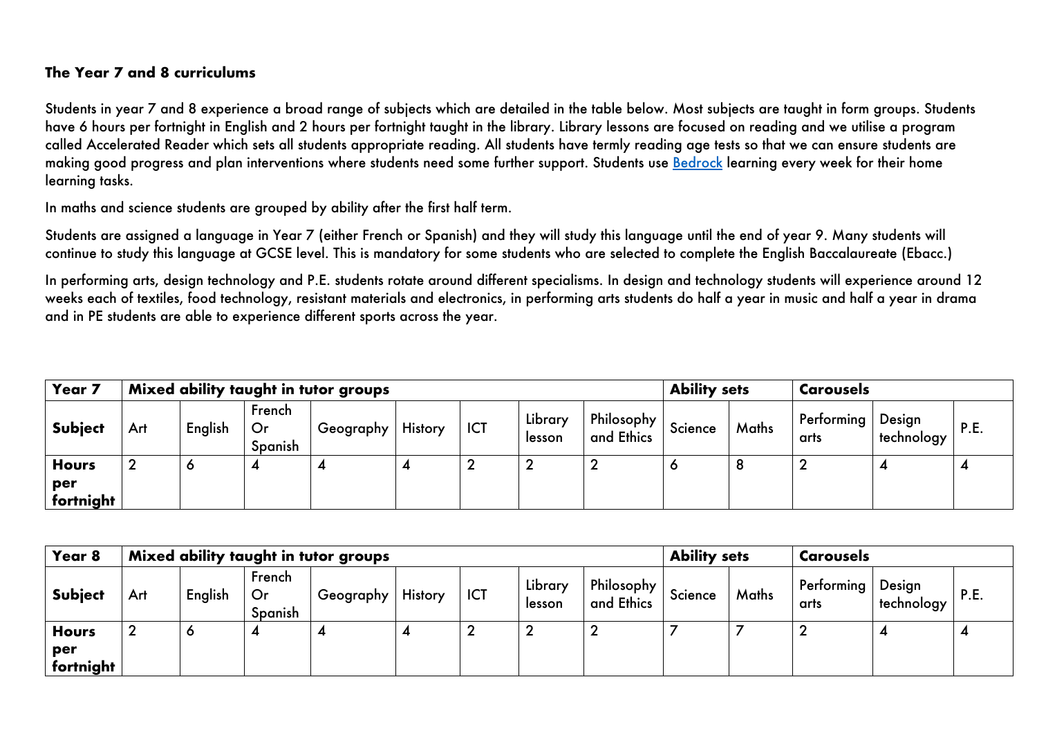### The Year 7 and 8 curriculums

Students in year 7 and 8 experience a broad range of subjects which are detailed in the table below. Most subjects are taught in form groups. Students have 6 hours per fortnight in English and 2 hours per fortnight taught in the library. Library lessons are focused on reading and we utilise a program called Accelerated Reader which sets all students appropriate reading. All students have termly reading age tests so that we can ensure students are making good progress and plan interventions where students need some further support. Students use Bedrock learning every week for their home learning tasks.

In maths and science students are grouped by ability after the first half term.

Students are assigned a language in Year 7 (either French or Spanish) and they will study this language until the end of year 9. Many students will continue to study this language at GCSE level. This is mandatory for some students who are selected to complete the English Baccalaureate (Ebacc.)

In performing arts, design technology and P.E. students rotate around different specialisms. In design and technology students will experience around 12 weeks each of textiles, food technology, resistant materials and electronics, in performing arts students do half a year in music and half a year in drama and in PE students are able to experience different sports across the year.

| **Year 7** | **Mixed ability taught in tutor groups** | | | | | | | | **Ability sets** | | **Carousels** | | |
|---|---|---|---|---|---|---|---|---|---|---|---|---|---|
| **Subject** | Art | English | French Or Spanish | Geography | History | ICT | Library lesson | Philosophy and Ethics | Science | Maths | Performing arts | Design technology | P.E. |
| **Hours per fortnight** | 2 | 6 | 4 | 4 | 4 | 2 | 2 | 2 | 6 | 8 | 2 | 4 | 4 |

| **Year 8** | **Mixed ability taught in tutor groups** | | | | | | | | **Ability sets** | | **Carousels** | | |
|---|---|---|---|---|---|---|---|---|---|---|---|---|---|
| **Subject** | Art | English | French Or Spanish | Geography | History | ICT | Library lesson | Philosophy and Ethics | Science | Maths | Performing arts | Design technology | P.E. |
| **Hours per fortnight** | 2 | 6 | 4 | 4 | 4 | 2 | 2 | 2 | 7 | 7 | 2 | 4 | 4 |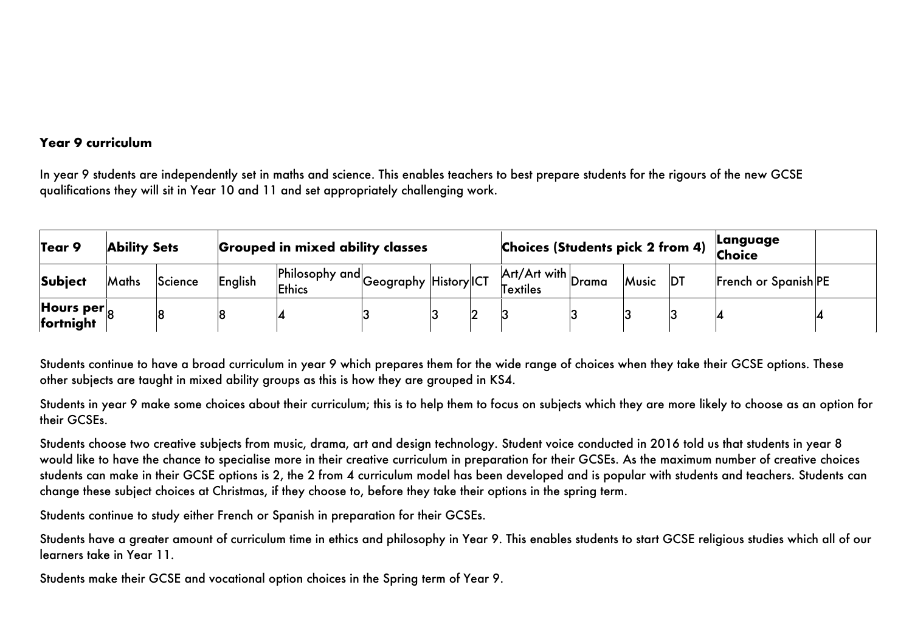**Year 9 curriculum**

In year 9 students are independently set in maths and science. This enables teachers to best prepare students for the rigours of the new GCSE qualifications they will sit in Year 10 and 11 and set appropriately challenging work.

| Tear 9 | Ability Sets | | Grouped in mixed ability classes | | | | | Choices (Students pick 2 from 4) | | | | Language Choice | |
|---|---|---|---|---|---|---|---|---|---|---|---|---|---|
| **Subject** | Maths | Science | English | Philosophy and Ethics | Geography | History | ICT | Art/Art with Textiles | Drama | Music | DT | French or Spanish | PE |
| **Hours per fortnight** | 8 | 8 | 8 | 4 | 3 | 3 | 2 | 3 | 3 | 3 | 3 | 4 | 4 |

Students continue to have a broad curriculum in year 9 which prepares them for the wide range of choices when they take their GCSE options. These other subjects are taught in mixed ability groups as this is how they are grouped in KS4.

Students in year 9 make some choices about their curriculum; this is to help them to focus on subjects which they are more likely to choose as an option for their GCSEs.

Students choose two creative subjects from music, drama, art and design technology. Student voice conducted in 2016 told us that students in year 8 would like to have the chance to specialise more in their creative curriculum in preparation for their GCSEs. As the maximum number of creative choices students can make in their GCSE options is 2, the 2 from 4 curriculum model has been developed and is popular with students and teachers. Students can change these subject choices at Christmas, if they choose to, before they take their options in the spring term.

Students continue to study either French or Spanish in preparation for their GCSEs.

Students have a greater amount of curriculum time in ethics and philosophy in Year 9. This enables students to start GCSE religious studies which all of our learners take in Year 11.

Students make their GCSE and vocational option choices in the Spring term of Year 9.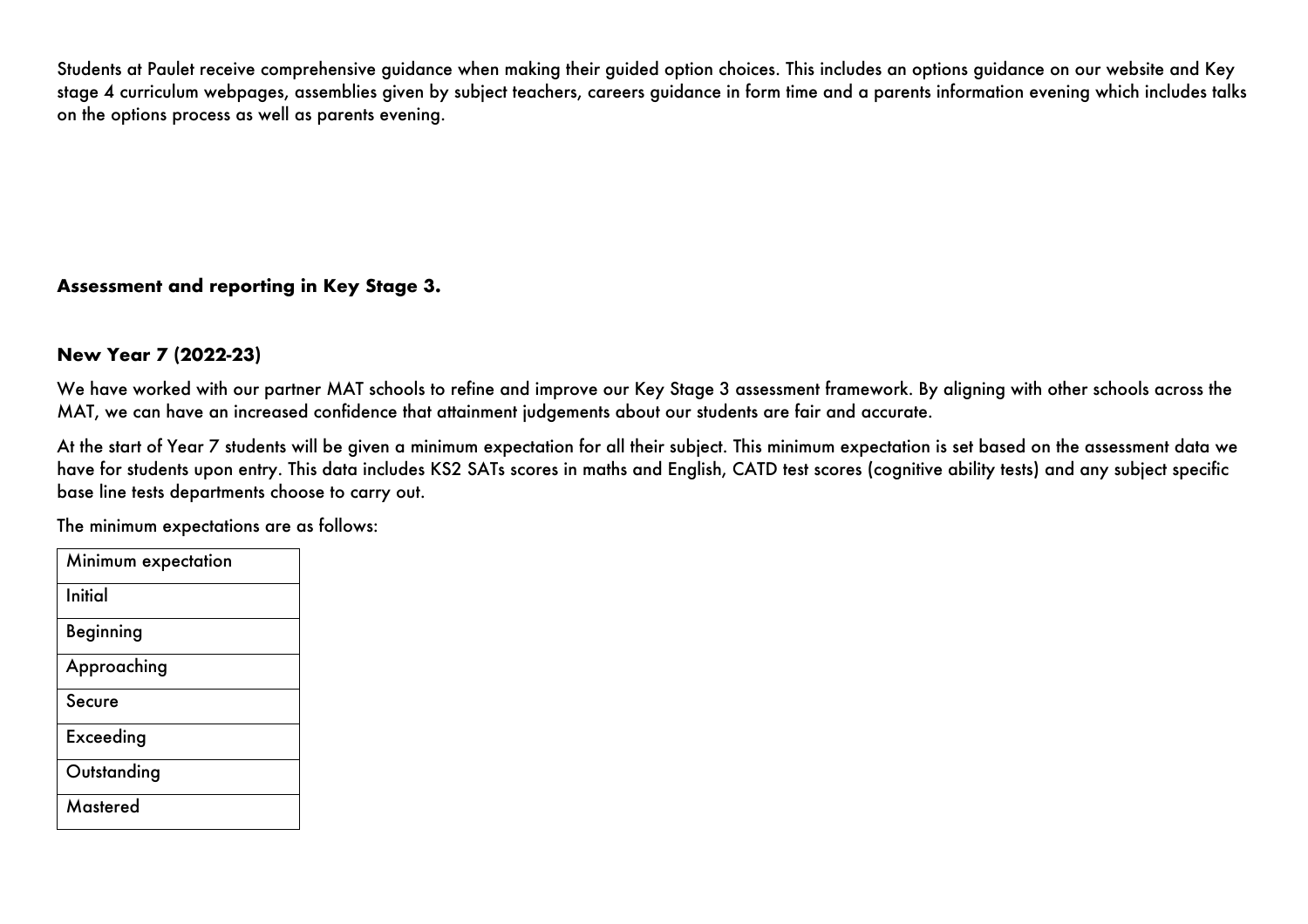Students at Paulet receive comprehensive guidance when making their guided option choices. This includes an options guidance on our website and Key stage 4 curriculum webpages, assemblies given by subject teachers, careers guidance in form time and a parents information evening which includes talks on the options process as well as parents evening.

## Assessment and reporting in Key Stage 3.

### New Year 7 (2022-23)

We have worked with our partner MAT schools to refine and improve our Key Stage 3 assessment framework. By aligning with other schools across the MAT, we can have an increased confidence that attainment judgements about our students are fair and accurate.

At the start of Year 7 students will be given a minimum expectation for all their subject. This minimum expectation is set based on the assessment data we have for students upon entry. This data includes KS2 SATs scores in maths and English, CATD test scores (cognitive ability tests) and any subject specific base line tests departments choose to carry out.

The minimum expectations are as follows:

| Minimum expectation |
| --- |
| Initial |
| Beginning |
| Approaching |
| Secure |
| Exceeding |
| Outstanding |
| Mastered |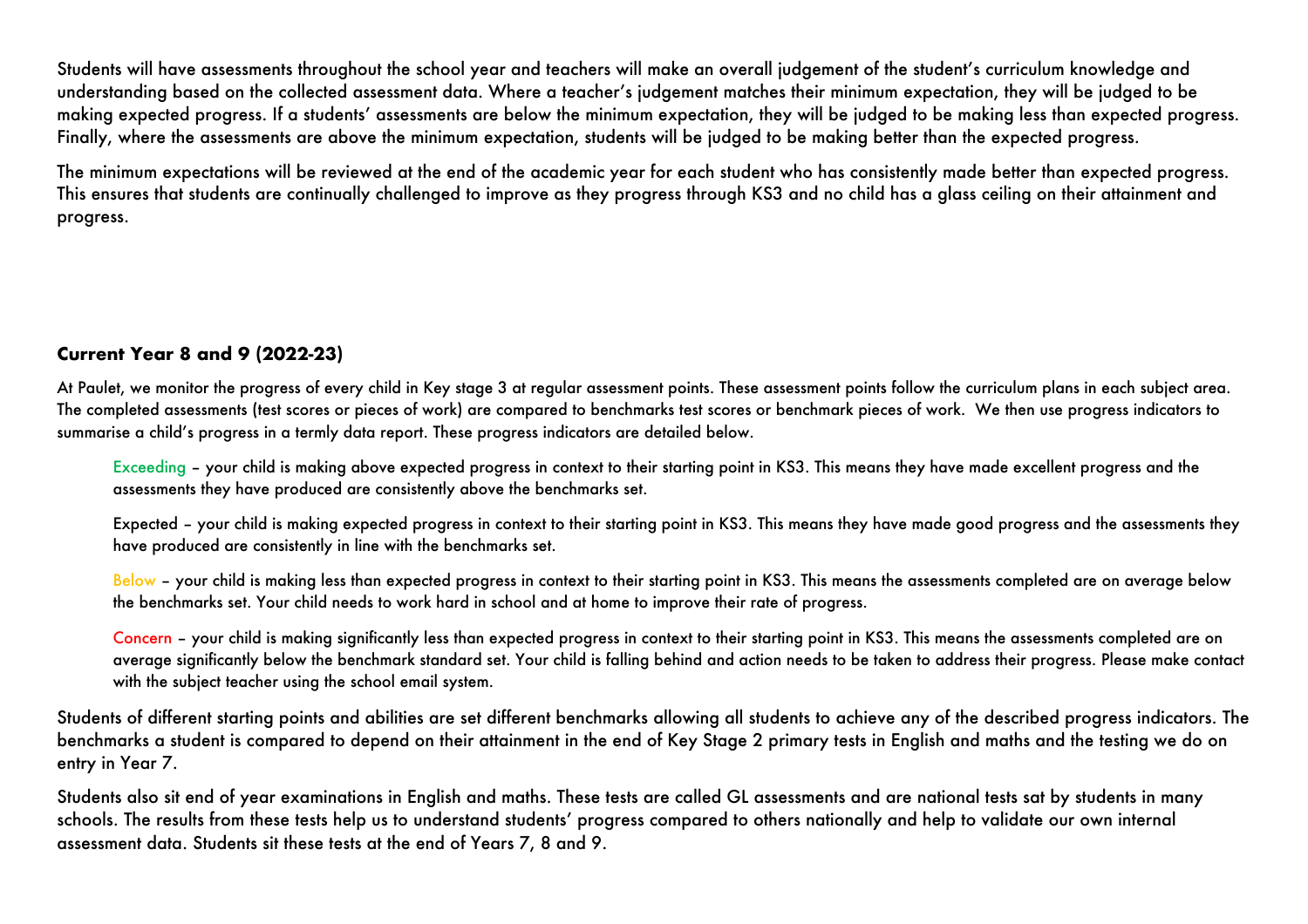Students will have assessments throughout the school year and teachers will make an overall judgement of the student's curriculum knowledge and understanding based on the collected assessment data. Where a teacher's judgement matches their minimum expectation, they will be judged to be making expected progress. If a students' assessments are below the minimum expectation, they will be judged to be making less than expected progress. Finally, where the assessments are above the minimum expectation, students will be judged to be making better than the expected progress.

The minimum expectations will be reviewed at the end of the academic year for each student who has consistently made better than expected progress. This ensures that students are continually challenged to improve as they progress through KS3 and no child has a glass ceiling on their attainment and progress.

### Current Year 8 and 9 (2022-23)

At Paulet, we monitor the progress of every child in Key stage 3 at regular assessment points. These assessment points follow the curriculum plans in each subject area. The completed assessments (test scores or pieces of work) are compared to benchmarks test scores or benchmark pieces of work. We then use progress indicators to summarise a child's progress in a termly data report. These progress indicators are detailed below.

Exceeding – your child is making above expected progress in context to their starting point in KS3. This means they have made excellent progress and the assessments they have produced are consistently above the benchmarks set.

Expected – your child is making expected progress in context to their starting point in KS3. This means they have made good progress and the assessments they have produced are consistently in line with the benchmarks set.

Below – your child is making less than expected progress in context to their starting point in KS3. This means the assessments completed are on average below the benchmarks set. Your child needs to work hard in school and at home to improve their rate of progress.

Concern – your child is making significantly less than expected progress in context to their starting point in KS3. This means the assessments completed are on average significantly below the benchmark standard set. Your child is falling behind and action needs to be taken to address their progress. Please make contact with the subject teacher using the school email system.

Students of different starting points and abilities are set different benchmarks allowing all students to achieve any of the described progress indicators. The benchmarks a student is compared to depend on their attainment in the end of Key Stage 2 primary tests in English and maths and the testing we do on entry in Year 7.

Students also sit end of year examinations in English and maths. These tests are called GL assessments and are national tests sat by students in many schools. The results from these tests help us to understand students' progress compared to others nationally and help to validate our own internal assessment data. Students sit these tests at the end of Years 7, 8 and 9.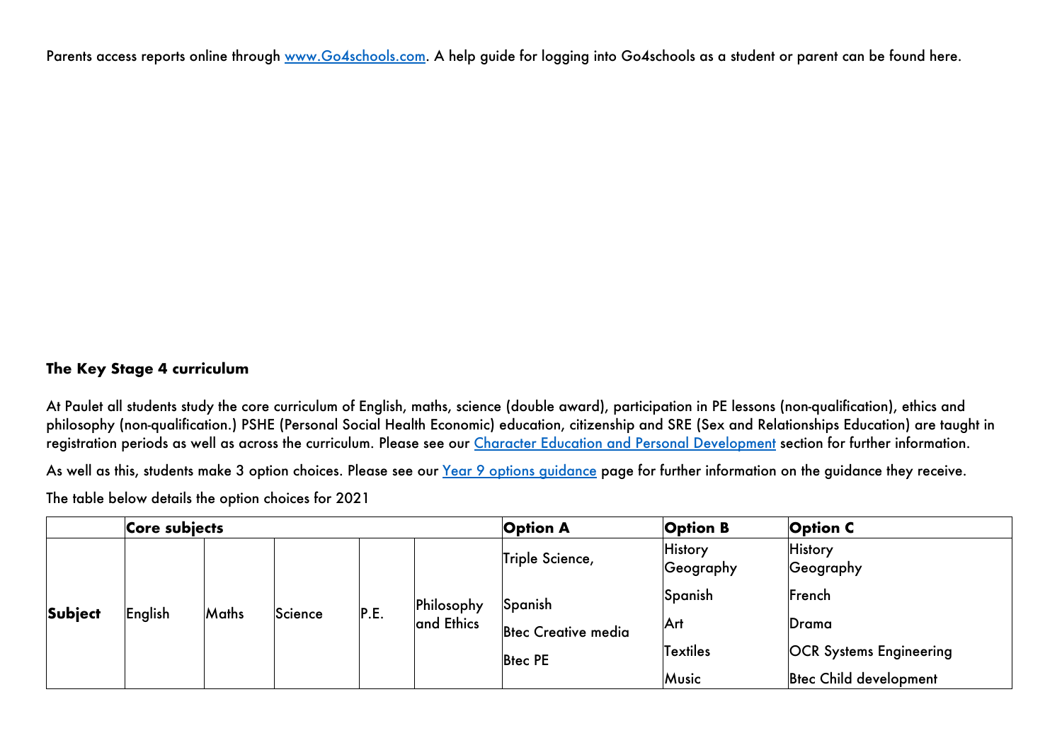Parents access reports online through [www.Go4schools.com](http://www.Go4schools.com). A help guide for logging into Go4schools as a student or parent can be found here.

## The Key Stage 4 curriculum

At Paulet all students study the core curriculum of English, maths, science (double award), participation in PE lessons (non-qualification), ethics and philosophy (non-qualification.) PSHE (Personal Social Health Economic) education, citizenship and SRE (Sex and Relationships Education) are taught in registration periods as well as across the curriculum. Please see our [Character Education and Personal Development]() section for further information.

As well as this, students make 3 option choices. Please see our [Year 9 options guidance]() page for further information on the guidance they receive.

The table below details the option choices for 2021

| | **Core subjects** | | | | | **Option A** | **Option B** | **Option C** |
|---|---|---|---|---|---|---|---|---|
| **Subject** | English | Maths | Science | P.E. | Philosophy and Ethics | Triple Science,<br>Spanish<br>Btec Creative media<br>Btec PE | History<br>Geography<br>Spanish<br>Art<br>Textiles<br>Music | History<br>Geography<br>French<br>Drama<br>OCR Systems Engineering<br>Btec Child development |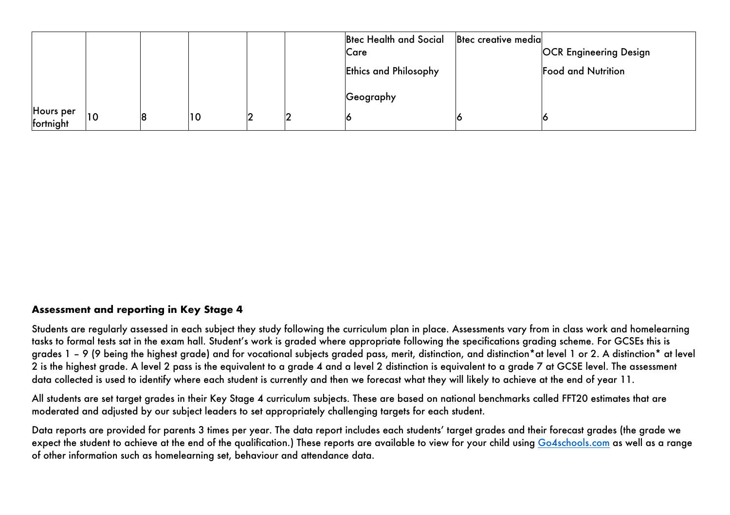| | | | | | | | |
|---|---|---|---|---|---|---|---|
| | | | | | Btec Health and Social Care<br><br>Ethics and Philosophy<br><br>Geography | Btec creative media | OCR Engineering Design<br><br>Food and Nutrition |
| Hours per fortnight | 10 | 8 | 10 | 2 | 2 | 6 | 6 | 6 |

### Assessment and reporting in Key Stage 4

Students are regularly assessed in each subject they study following the curriculum plan in place. Assessments vary from in class work and homelearning tasks to formal tests sat in the exam hall. Student's work is graded where appropriate following the specifications grading scheme. For GCSEs this is grades 1 – 9 (9 being the highest grade) and for vocational subjects graded pass, merit, distinction, and distinction*at level 1 or 2. A distinction* at level 2 is the highest grade. A level 2 pass is the equivalent to a grade 4 and a level 2 distinction is equivalent to a grade 7 at GCSE level. The assessment data collected is used to identify where each student is currently and then we forecast what they will likely to achieve at the end of year 11.

All students are set target grades in their Key Stage 4 curriculum subjects. These are based on national benchmarks called FFT20 estimates that are moderated and adjusted by our subject leaders to set appropriately challenging targets for each student.

Data reports are provided for parents 3 times per year. The data report includes each students' target grades and their forecast grades (the grade we expect the student to achieve at the end of the qualification.) These reports are available to view for your child using [Go4schools.com](Go4schools.com) as well as a range of other information such as homelearning set, behaviour and attendance data.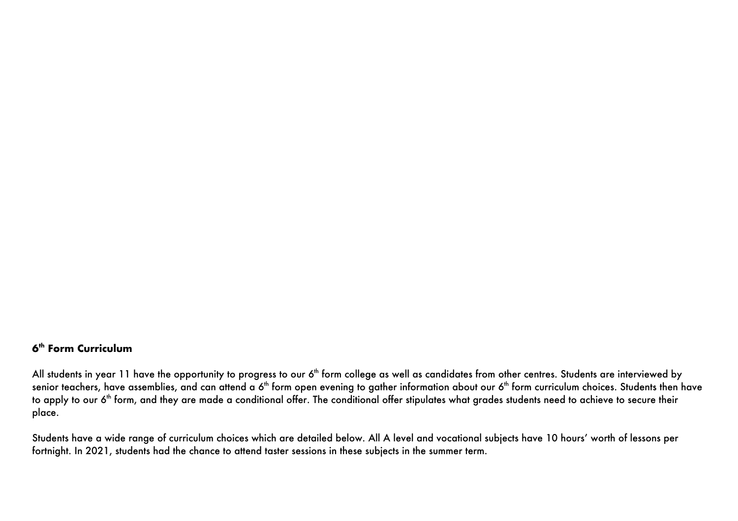## 6th Form Curriculum

All students in year 11 have the opportunity to progress to our 6th form college as well as candidates from other centres. Students are interviewed by senior teachers, have assemblies, and can attend a 6th form open evening to gather information about our 6th form curriculum choices. Students then have to apply to our 6th form, and they are made a conditional offer. The conditional offer stipulates what grades students need to achieve to secure their place.

Students have a wide range of curriculum choices which are detailed below. All A level and vocational subjects have 10 hours' worth of lessons per fortnight. In 2021, students had the chance to attend taster sessions in these subjects in the summer term.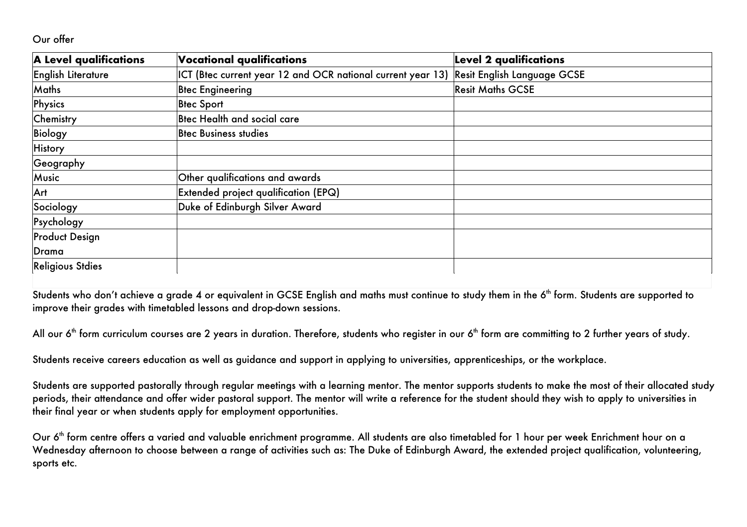Our offer

| A Level qualifications | Vocational qualifications | Level 2 qualifications |
| --- | --- | --- |
| English Literature | ICT (Btec current year 12 and OCR national current year 13) | Resit English Language GCSE |
| Maths | Btec Engineering | Resit Maths GCSE |
| Physics | Btec Sport | |
| Chemistry | Btec Health and social care | |
| Biology | Btec Business studies | |
| History | | |
| Geography | | |
| Music | **Other qualifications and awards** | |
| Art | Extended project qualification (EPQ) | |
| Sociology | Duke of Edinburgh Silver Award | |
| Psychology | | |
| Product Design<br>Drama | | |
| Religious Stdies | | |

Students who don't achieve a grade 4 or equivalent in GCSE English and maths must continue to study them in the 6th form. Students are supported to improve their grades with timetabled lessons and drop-down sessions.

All our 6th form curriculum courses are 2 years in duration. Therefore, students who register in our 6th form are committing to 2 further years of study.

Students receive careers education as well as guidance and support in applying to universities, apprenticeships, or the workplace.

Students are supported pastorally through regular meetings with a learning mentor. The mentor supports students to make the most of their allocated study periods, their attendance and offer wider pastoral support. The mentor will write a reference for the student should they wish to apply to universities in their final year or when students apply for employment opportunities.

Our 6th form centre offers a varied and valuable enrichment programme. All students are also timetabled for 1 hour per week Enrichment hour on a Wednesday afternoon to choose between a range of activities such as: The Duke of Edinburgh Award, the extended project qualification, volunteering, sports etc.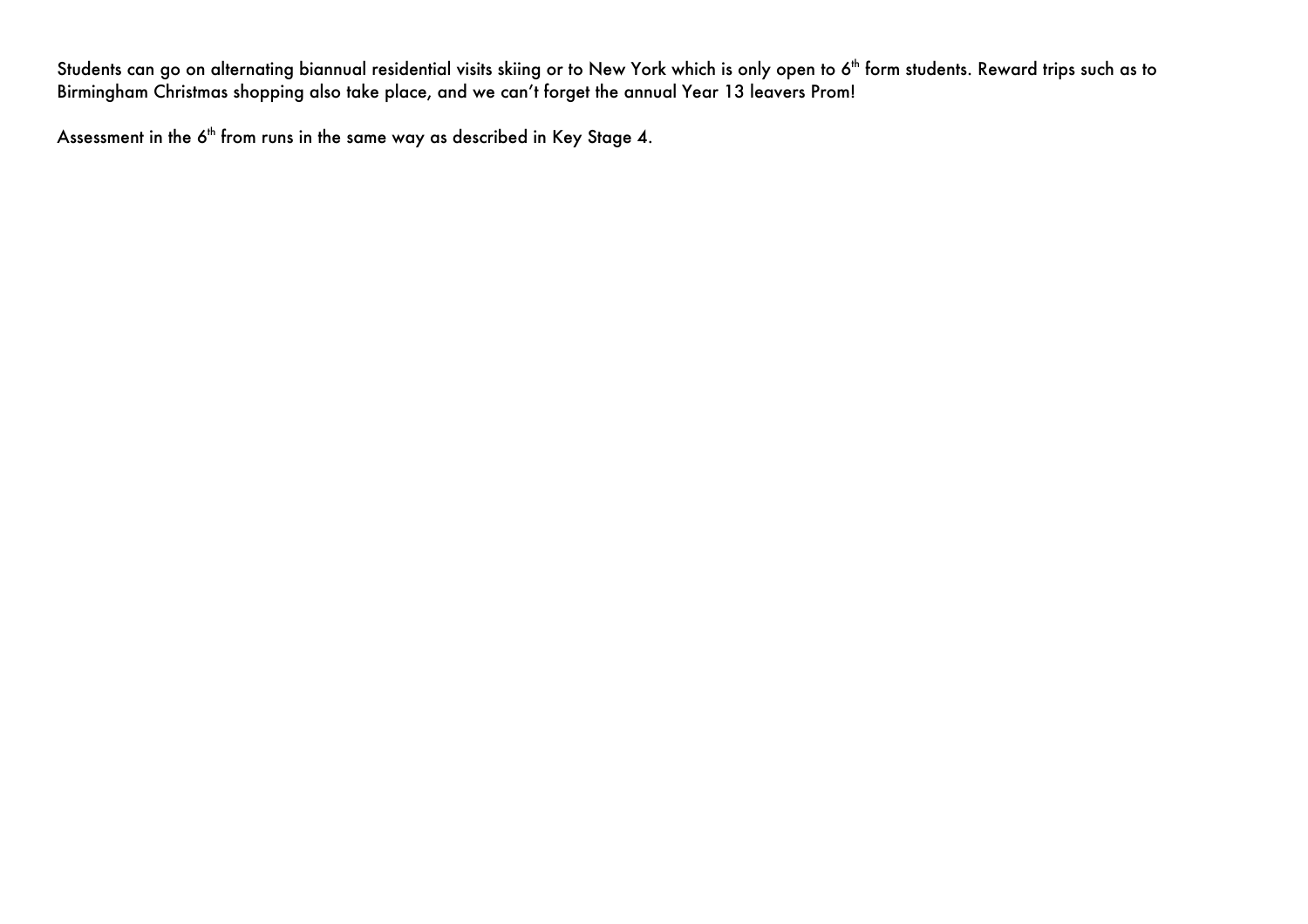Students can go on alternating biannual residential visits skiing or to New York which is only open to 6th form students. Reward trips such as to Birmingham Christmas shopping also take place, and we can't forget the annual Year 13 leavers Prom!

Assessment in the 6th from runs in the same way as described in Key Stage 4.